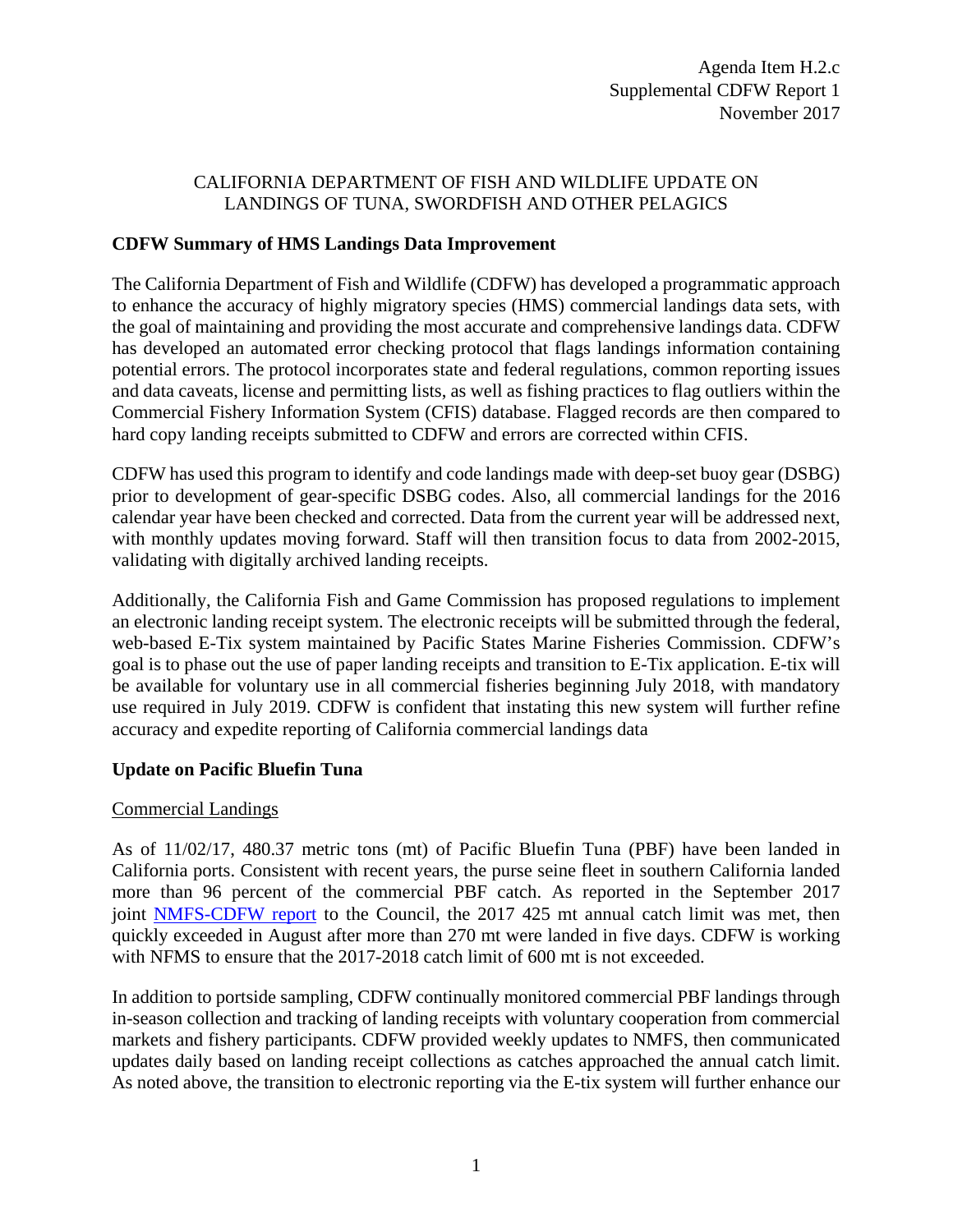Agenda Item H.2.c
Supplemental CDFW Report 1
November 2017

CALIFORNIA DEPARTMENT OF FISH AND WILDLIFE UPDATE ON LANDINGS OF TUNA, SWORDFISH AND OTHER PELAGICS

## CDFW Summary of HMS Landings Data Improvement

The California Department of Fish and Wildlife (CDFW) has developed a programmatic approach to enhance the accuracy of highly migratory species (HMS) commercial landings data sets, with the goal of maintaining and providing the most accurate and comprehensive landings data. CDFW has developed an automated error checking protocol that flags landings information containing potential errors. The protocol incorporates state and federal regulations, common reporting issues and data caveats, license and permitting lists, as well as fishing practices to flag outliers within the Commercial Fishery Information System (CFIS) database. Flagged records are then compared to hard copy landing receipts submitted to CDFW and errors are corrected within CFIS.

CDFW has used this program to identify and code landings made with deep-set buoy gear (DSBG) prior to development of gear-specific DSBG codes. Also, all commercial landings for the 2016 calendar year have been checked and corrected. Data from the current year will be addressed next, with monthly updates moving forward. Staff will then transition focus to data from 2002-2015, validating with digitally archived landing receipts.

Additionally, the California Fish and Game Commission has proposed regulations to implement an electronic landing receipt system. The electronic receipts will be submitted through the federal, web-based E-Tix system maintained by Pacific States Marine Fisheries Commission. CDFW's goal is to phase out the use of paper landing receipts and transition to E-Tix application. E-tix will be available for voluntary use in all commercial fisheries beginning July 2018, with mandatory use required in July 2019. CDFW is confident that instating this new system will further refine accuracy and expedite reporting of California commercial landings data

## Update on Pacific Bluefin Tuna

### Commercial Landings

As of 11/02/17, 480.37 metric tons (mt) of Pacific Bluefin Tuna (PBF) have been landed in California ports. Consistent with recent years, the purse seine fleet in southern California landed more than 96 percent of the commercial PBF catch. As reported in the September 2017 joint NMFS-CDFW report to the Council, the 2017 425 mt annual catch limit was met, then quickly exceeded in August after more than 270 mt were landed in five days. CDFW is working with NFMS to ensure that the 2017-2018 catch limit of 600 mt is not exceeded.

In addition to portside sampling, CDFW continually monitored commercial PBF landings through in-season collection and tracking of landing receipts with voluntary cooperation from commercial markets and fishery participants. CDFW provided weekly updates to NMFS, then communicated updates daily based on landing receipt collections as catches approached the annual catch limit. As noted above, the transition to electronic reporting via the E-tix system will further enhance our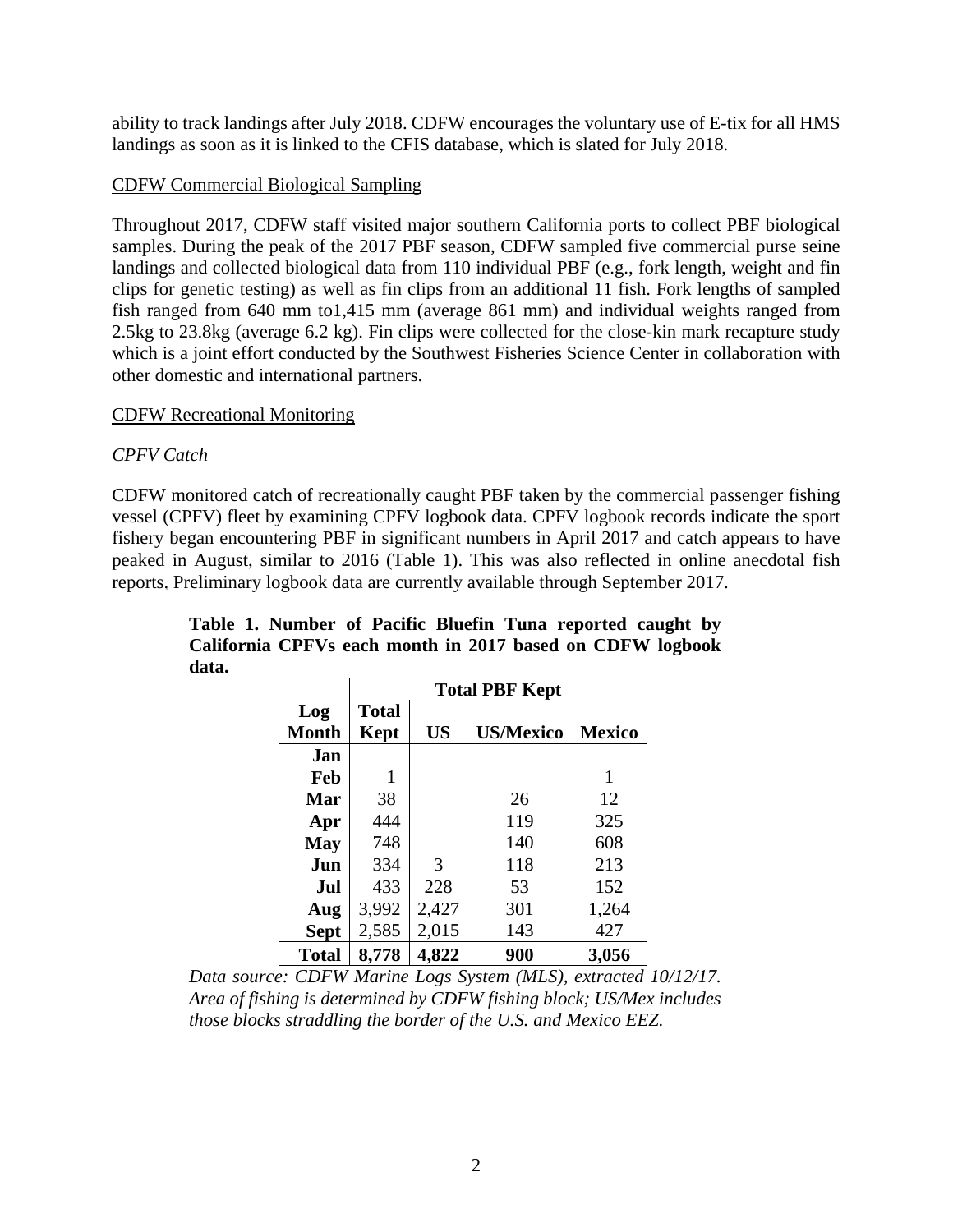ability to track landings after July 2018. CDFW encourages the voluntary use of E-tix for all HMS landings as soon as it is linked to the CFIS database, which is slated for July 2018.

CDFW Commercial Biological Sampling

Throughout 2017, CDFW staff visited major southern California ports to collect PBF biological samples. During the peak of the 2017 PBF season, CDFW sampled five commercial purse seine landings and collected biological data from 110 individual PBF (e.g., fork length, weight and fin clips for genetic testing) as well as fin clips from an additional 11 fish. Fork lengths of sampled fish ranged from 640 mm to1,415 mm (average 861 mm) and individual weights ranged from 2.5kg to 23.8kg (average 6.2 kg). Fin clips were collected for the close-kin mark recapture study which is a joint effort conducted by the Southwest Fisheries Science Center in collaboration with other domestic and international partners.

CDFW Recreational Monitoring

*CPFV Catch*

CDFW monitored catch of recreationally caught PBF taken by the commercial passenger fishing vessel (CPFV) fleet by examining CPFV logbook data. CPFV logbook records indicate the sport fishery began encountering PBF in significant numbers in April 2017 and catch appears to have peaked in August, similar to 2016 (Table 1). This was also reflected in online anecdotal fish reports. Preliminary logbook data are currently available through September 2017.

**Table 1. Number of Pacific Bluefin Tuna reported caught by California CPFVs each month in 2017 based on CDFW logbook data.**

| | Total PBF Kept | | | |
|---|---|---|---|---|
| **Log Month** | **Total Kept** | **US** | **US/Mexico** | **Mexico** |
| **Jan** | | | | |
| **Feb** | 1 | | | 1 |
| **Mar** | 38 | | 26 | 12 |
| **Apr** | 444 | | 119 | 325 |
| **May** | 748 | | 140 | 608 |
| **Jun** | 334 | 3 | 118 | 213 |
| **Jul** | 433 | 228 | 53 | 152 |
| **Aug** | 3,992 | 2,427 | 301 | 1,264 |
| **Sept** | 2,585 | 2,015 | 143 | 427 |
| **Total** | **8,778** | **4,822** | **900** | **3,056** |

*Data source: CDFW Marine Logs System (MLS), extracted 10/12/17. Area of fishing is determined by CDFW fishing block; US/Mex includes those blocks straddling the border of the U.S. and Mexico EEZ.*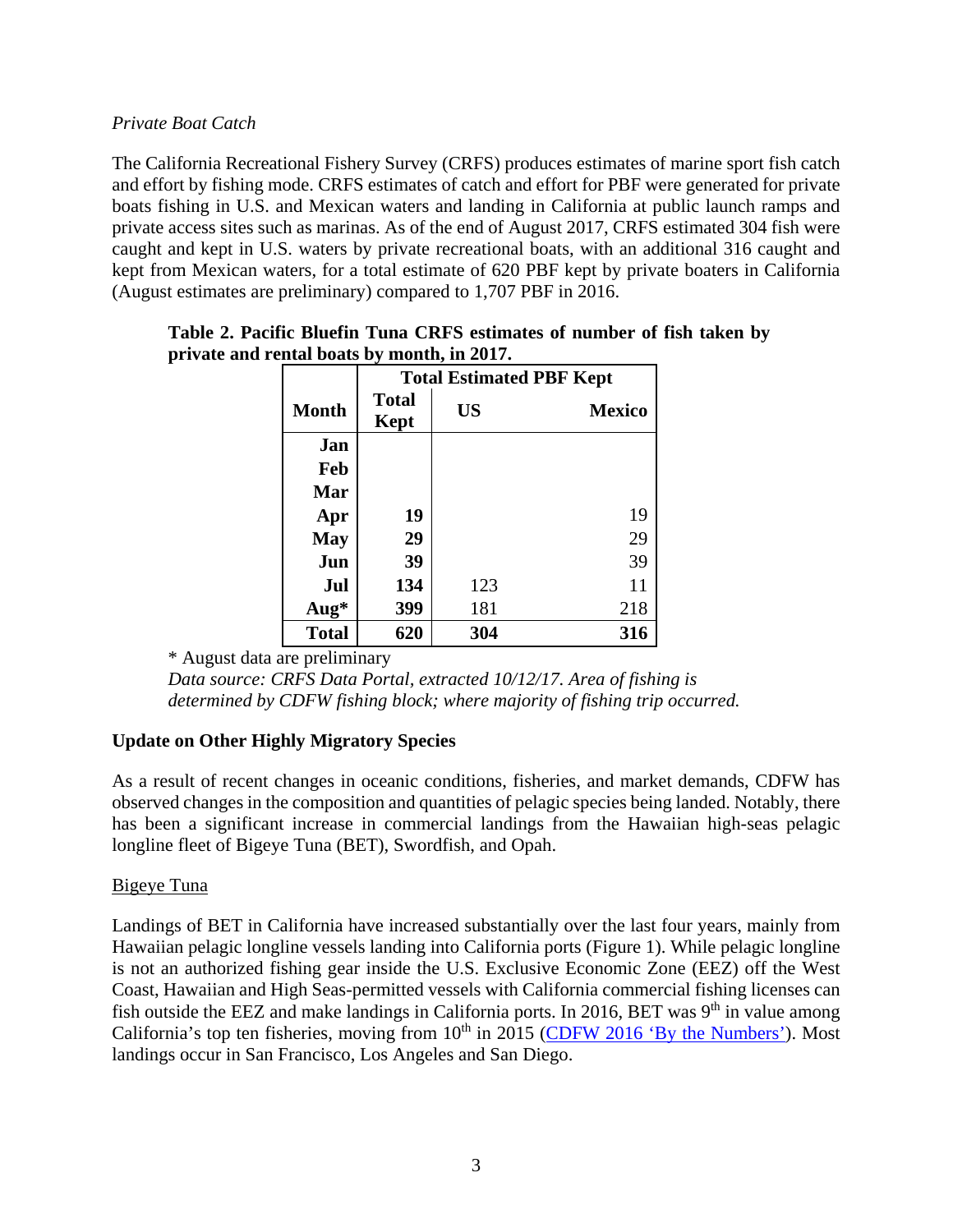*Private Boat Catch*

The California Recreational Fishery Survey (CRFS) produces estimates of marine sport fish catch and effort by fishing mode. CRFS estimates of catch and effort for PBF were generated for private boats fishing in U.S. and Mexican waters and landing in California at public launch ramps and private access sites such as marinas. As of the end of August 2017, CRFS estimated 304 fish were caught and kept in U.S. waters by private recreational boats, with an additional 316 caught and kept from Mexican waters, for a total estimate of 620 PBF kept by private boaters in California (August estimates are preliminary) compared to 1,707 PBF in 2016.

**Table 2. Pacific Bluefin Tuna CRFS estimates of number of fish taken by private and rental boats by month, in 2017.**

| | Total Estimated PBF Kept | | |
|---|---|---|---|
| **Month** | **Total Kept** | **US** | **Mexico** |
| **Jan** | | | |
| **Feb** | | | |
| **Mar** | | | |
| **Apr** | **19** | | 19 |
| **May** | **29** | | 29 |
| **Jun** | **39** | | 39 |
| **Jul** | **134** | 123 | 11 |
| **Aug*** | **399** | 181 | 218 |
| **Total** | **620** | **304** | **316** |

* August data are preliminary

*Data source: CRFS Data Portal, extracted 10/12/17. Area of fishing is determined by CDFW fishing block; where majority of fishing trip occurred.*

## Update on Other Highly Migratory Species

As a result of recent changes in oceanic conditions, fisheries, and market demands, CDFW has observed changes in the composition and quantities of pelagic species being landed. Notably, there has been a significant increase in commercial landings from the Hawaiian high-seas pelagic longline fleet of Bigeye Tuna (BET), Swordfish, and Opah.

### Bigeye Tuna

Landings of BET in California have increased substantially over the last four years, mainly from Hawaiian pelagic longline vessels landing into California ports (Figure 1). While pelagic longline is not an authorized fishing gear inside the U.S. Exclusive Economic Zone (EEZ) off the West Coast, Hawaiian and High Seas-permitted vessels with California commercial fishing licenses can fish outside the EEZ and make landings in California ports. In 2016, BET was 9th in value among California's top ten fisheries, moving from 10th in 2015 (CDFW 2016 'By the Numbers'). Most landings occur in San Francisco, Los Angeles and San Diego.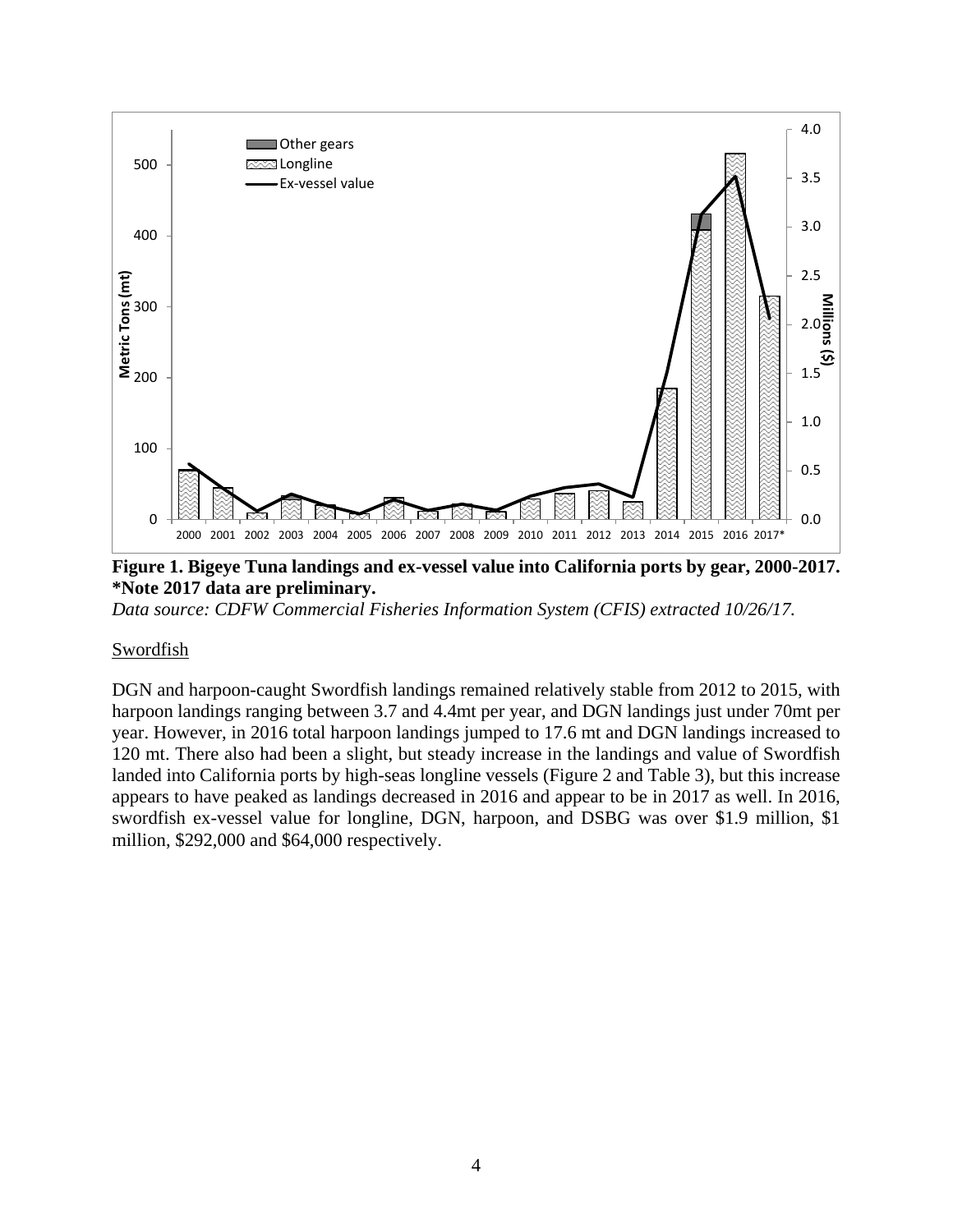**Figure 1. Bigeye Tuna landings and ex-vessel value into California ports by gear, 2000-2017. *Note 2017 data are preliminary.**

*Data source: CDFW Commercial Fisheries Information System (CFIS) extracted 10/26/17.*

Swordfish

DGN and harpoon-caught Swordfish landings remained relatively stable from 2012 to 2015, with harpoon landings ranging between 3.7 and 4.4mt per year, and DGN landings just under 70mt per year. However, in 2016 total harpoon landings jumped to 17.6 mt and DGN landings increased to 120 mt. There also had been a slight, but steady increase in the landings and value of Swordfish landed into California ports by high-seas longline vessels (Figure 2 and Table 3), but this increase appears to have peaked as landings decreased in 2016 and appear to be in 2017 as well. In 2016, swordfish ex-vessel value for longline, DGN, harpoon, and DSBG was over $1.9 million, $1 million, $292,000 and $64,000 respectively.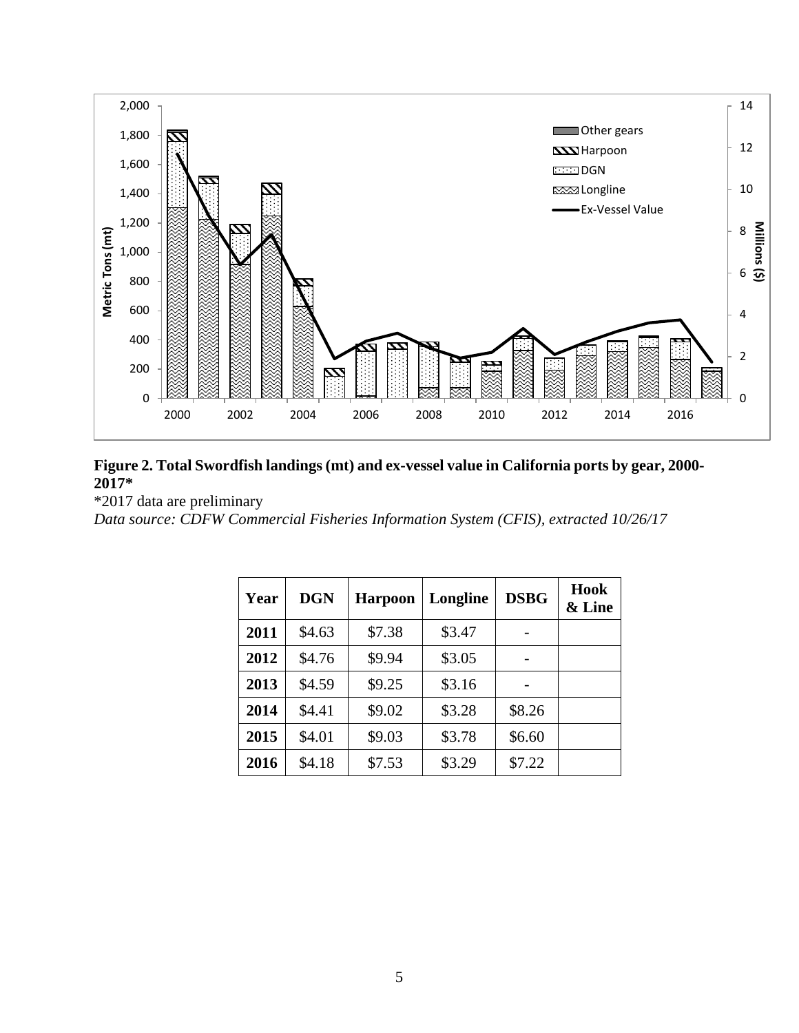**Figure 2. Total Swordfish landings (mt) and ex-vessel value in California ports by gear, 2000-2017***

*2017 data are preliminary

*Data source: CDFW Commercial Fisheries Information System (CFIS), extracted 10/26/17*

| Year | DGN | Harpoon | Longline | DSBG | Hook & Line |
|---|---|---|---|---|---|
| **2011** | $4.63 | $7.38 | $3.47 | - | |
| **2012** | $4.76 | $9.94 | $3.05 | - | |
| **2013** | $4.59 | $9.25 | $3.16 | - | |
| **2014** | $4.41 | $9.02 | $3.28 | $8.26 | |
| **2015** | $4.01 | $9.03 | $3.78 | $6.60 | |
| **2016** | $4.18 | $7.53 | $3.29 | $7.22 | |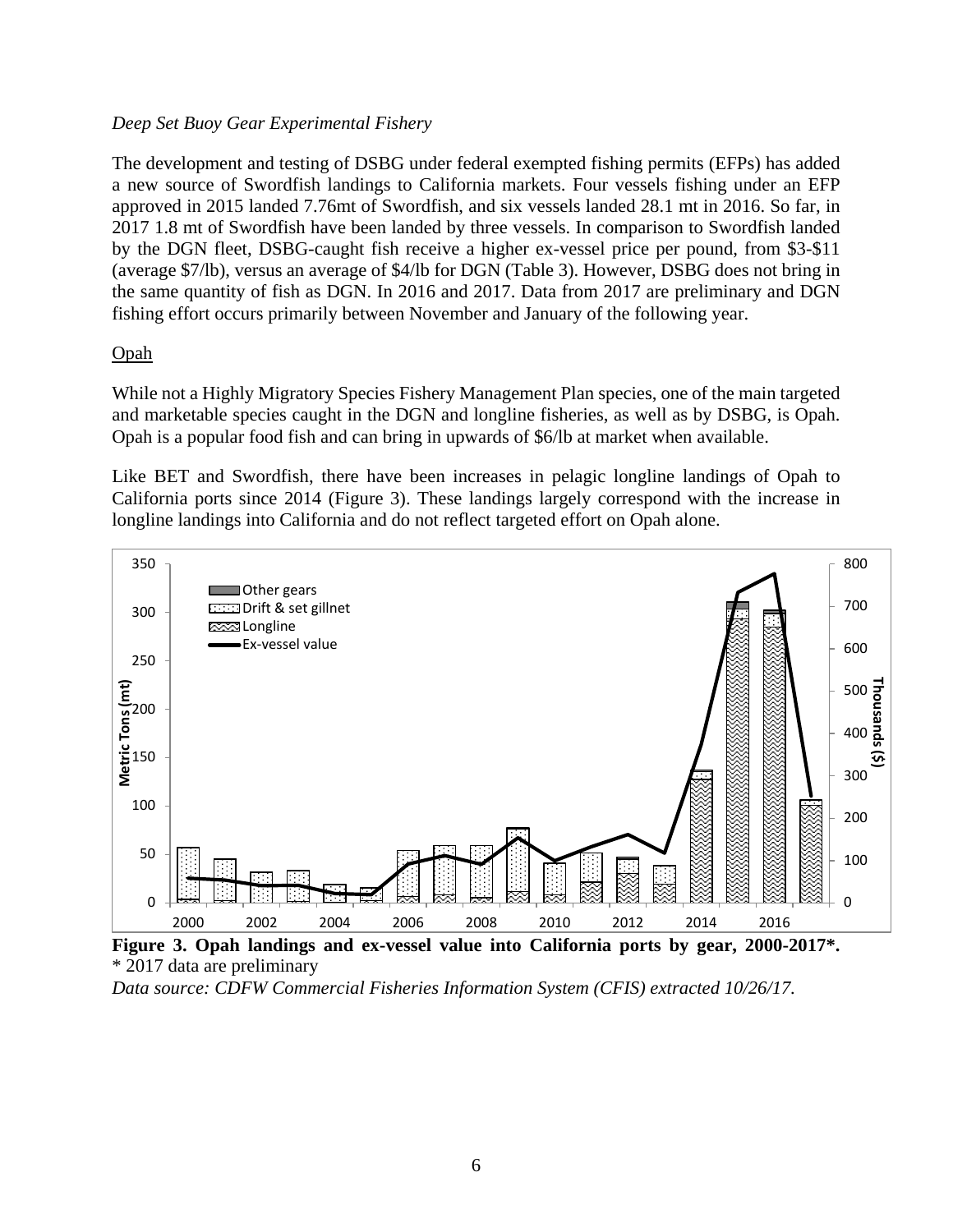*Deep Set Buoy Gear Experimental Fishery*

The development and testing of DSBG under federal exempted fishing permits (EFPs) has added a new source of Swordfish landings to California markets. Four vessels fishing under an EFP approved in 2015 landed 7.76mt of Swordfish, and six vessels landed 28.1 mt in 2016. So far, in 2017 1.8 mt of Swordfish have been landed by three vessels. In comparison to Swordfish landed by the DGN fleet, DSBG-caught fish receive a higher ex-vessel price per pound, from $3-$11 (average $7/lb), versus an average of $4/lb for DGN (Table 3). However, DSBG does not bring in the same quantity of fish as DGN. In 2016 and 2017. Data from 2017 are preliminary and DGN fishing effort occurs primarily between November and January of the following year.

Opah

While not a Highly Migratory Species Fishery Management Plan species, one of the main targeted and marketable species caught in the DGN and longline fisheries, as well as by DSBG, is Opah. Opah is a popular food fish and can bring in upwards of $6/lb at market when available.

Like BET and Swordfish, there have been increases in pelagic longline landings of Opah to California ports since 2014 (Figure 3). These landings largely correspond with the increase in longline landings into California and do not reflect targeted effort on Opah alone.

Other gears
Drift & set gillnet
Longline
Ex-vessel value

Metric Tons (mt)
0
50
100
150
200
250
300
350

Thousands ($)
0
100
200
300
400
500
600
700
800

2000
2002
2004
2006
2008
2010
2012
2014
2016

**Figure 3. Opah landings and ex-vessel value into California ports by gear, 2000-2017*.**
\* 2017 data are preliminary
*Data source: CDFW Commercial Fisheries Information System (CFIS) extracted 10/26/17.*